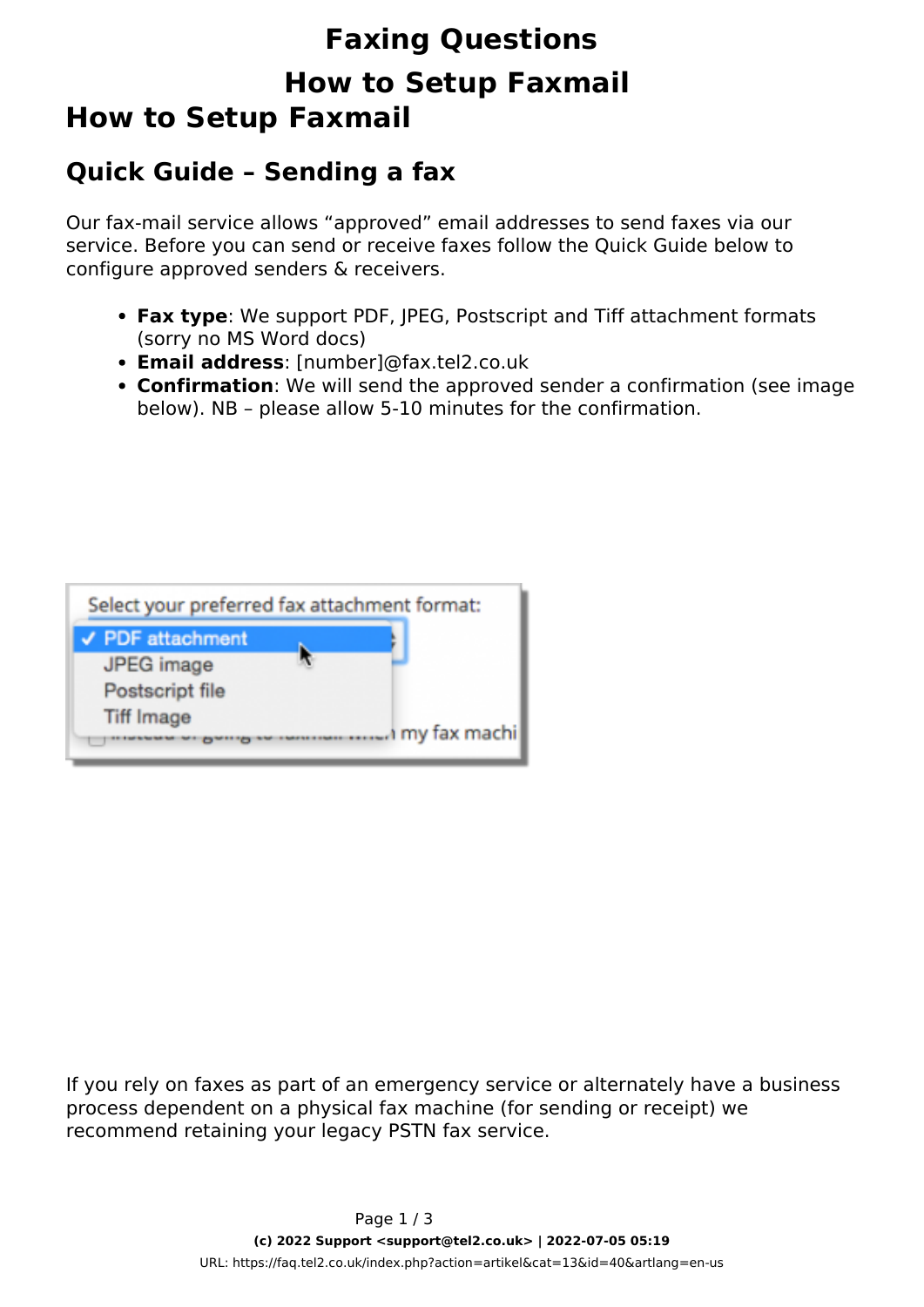# Faxing Questions

# How to Setup Faxmail

## How to Setup Faxmail

### Quick Guide – Sending a fax

Our fax-mail service allows “approved” email addresses to send faxes via our service. Before you can send or receive faxes follow the Quick Guide below to configure approved senders & receivers.

- **Fax type**: We support PDF, JPEG, Postscript and Tiff attachment formats (sorry no MS Word docs)
- **Email address**: [number]@fax.tel2.co.uk
- **Confirmation**: We will send the approved sender a confirmation (see image below). NB – please allow 5-10 minutes for the confirmation.

If you rely on faxes as part of an emergency service or alternately have a business process dependent on a physical fax machine (for sending or receipt) we recommend retaining your legacy PSTN fax service.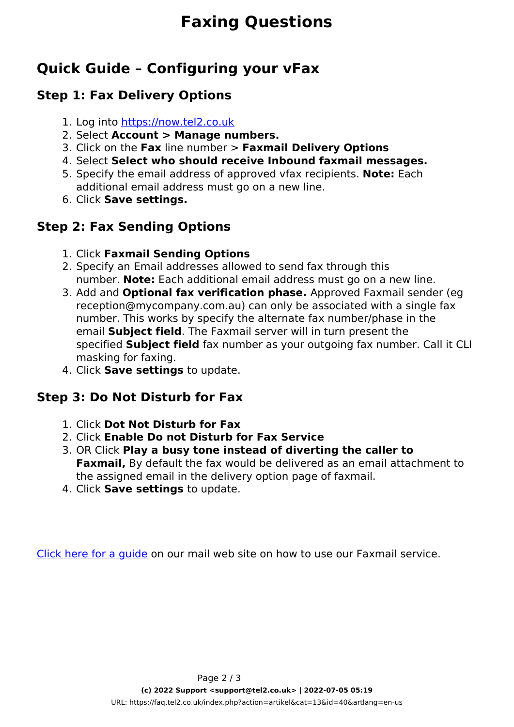# Faxing Questions

## Quick Guide – Configuring your vFax

### Step 1: Fax Delivery Options

1. Log into [https://now.tel2.co.uk](https://now.tel2.co.uk)
2. Select **Account > Manage numbers.**
3. Click on the **Fax** line number > **Faxmail Delivery Options**
4. Select **Select who should receive Inbound faxmail messages.**
5. Specify the email address of approved vfax recipients. **Note:** Each additional email address must go on a new line.
6. Click **Save settings.**

### Step 2: Fax Sending Options

1. Click **Faxmail Sending Options**
2. Specify an Email addresses allowed to send fax through this number. **Note:** Each additional email address must go on a new line.
3. Add and **Optional fax verification phase.** Approved Faxmail sender (eg reception@mycompany.com.au) can only be associated with a single fax number. This works by specify the alternate fax number/phase in the email **Subject field**. The Faxmail server will in turn present the specified **Subject field** fax number as your outgoing fax number. Call it CLI masking for faxing.
4. Click **Save settings** to update.

### Step 3: Do Not Disturb for Fax

1. Click **Dot Not Disturb for Fax**
2. Click **Enable Do not Disturb for Fax Service**
3. OR Click **Play a busy tone instead of diverting the caller to Faxmail,** By default the fax would be delivered as an email attachment to the assigned email in the delivery option page of faxmail.
4. Click **Save settings** to update.

Click here for a guide on our mail web site on how to use our Faxmail service.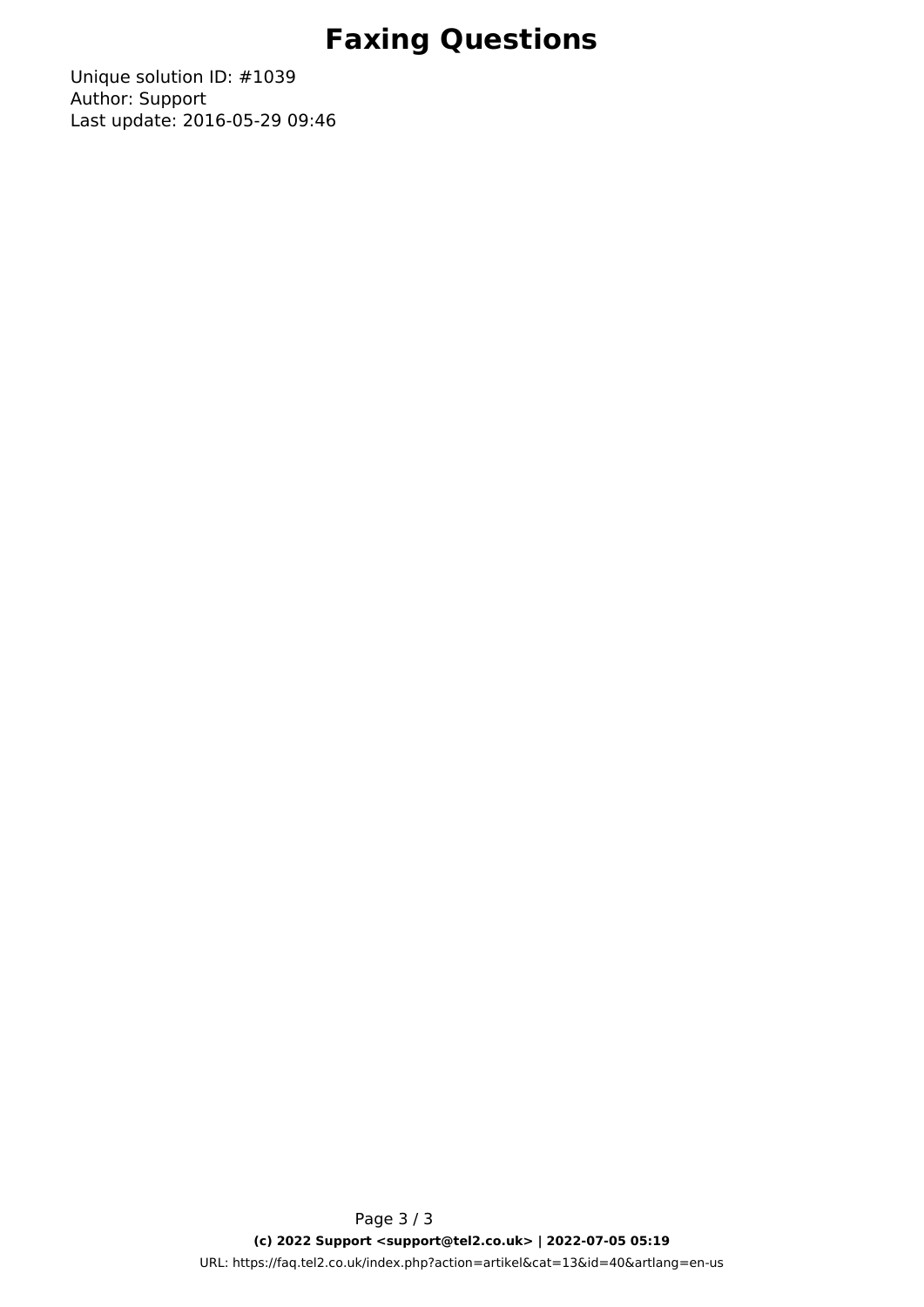# Faxing Questions

Unique solution ID: #1039
Author: Support
Last update: 2016-05-29 09:46